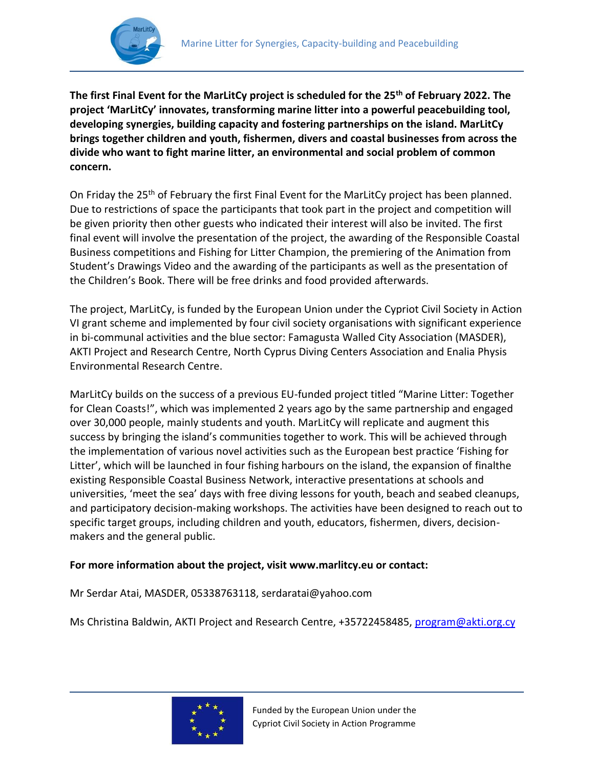**The first Final Event for the MarLitCy project is scheduled for the 25th of February 2022. The project 'MarLitCy' innovates, transforming marine litter into a powerful peacebuilding tool, developing synergies, building capacity and fostering partnerships on the island. MarLitCy brings together children and youth, fishermen, divers and coastal businesses from across the divide who want to fight marine litter, an environmental and social problem of common concern.**

On Friday the 25th of February the first Final Event for the MarLitCy project has been planned. Due to restrictions of space the participants that took part in the project and competition will be given priority then other guests who indicated their interest will also be invited. The first final event will involve the presentation of the project, the awarding of the Responsible Coastal Business competitions and Fishing for Litter Champion, the premiering of the Animation from Student's Drawings Video and the awarding of the participants as well as the presentation of the Children's Book. There will be free drinks and food provided afterwards.

The project, MarLitCy, is funded by the European Union under the Cypriot Civil Society in Action VI grant scheme and implemented by four civil society organisations with significant experience in bi-communal activities and the blue sector: Famagusta Walled City Association (MASDER), AKTI Project and Research Centre, North Cyprus Diving Centers Association and Enalia Physis Environmental Research Centre.

MarLitCy builds on the success of a previous EU-funded project titled "Marine Litter: Together for Clean Coasts!", which was implemented 2 years ago by the same partnership and engaged over 30,000 people, mainly students and youth. MarLitCy will replicate and augment this success by bringing the island's communities together to work. This will be achieved through the implementation of various novel activities such as the European best practice 'Fishing for Litter', which will be launched in four fishing harbours on the island, the expansion of finalthe existing Responsible Coastal Business Network, interactive presentations at schools and universities, 'meet the sea' days with free diving lessons for youth, beach and seabed cleanups, and participatory decision-making workshops. The activities have been designed to reach out to specific target groups, including children and youth, educators, fishermen, divers, decision-makers and the general public.

**For more information about the project, visit www.marlitcy.eu or contact:**

Mr Serdar Atai, MASDER, 05338763118, serdaratai@yahoo.com

Ms Christina Baldwin, AKTI Project and Research Centre, +35722458485, program@akti.org.cy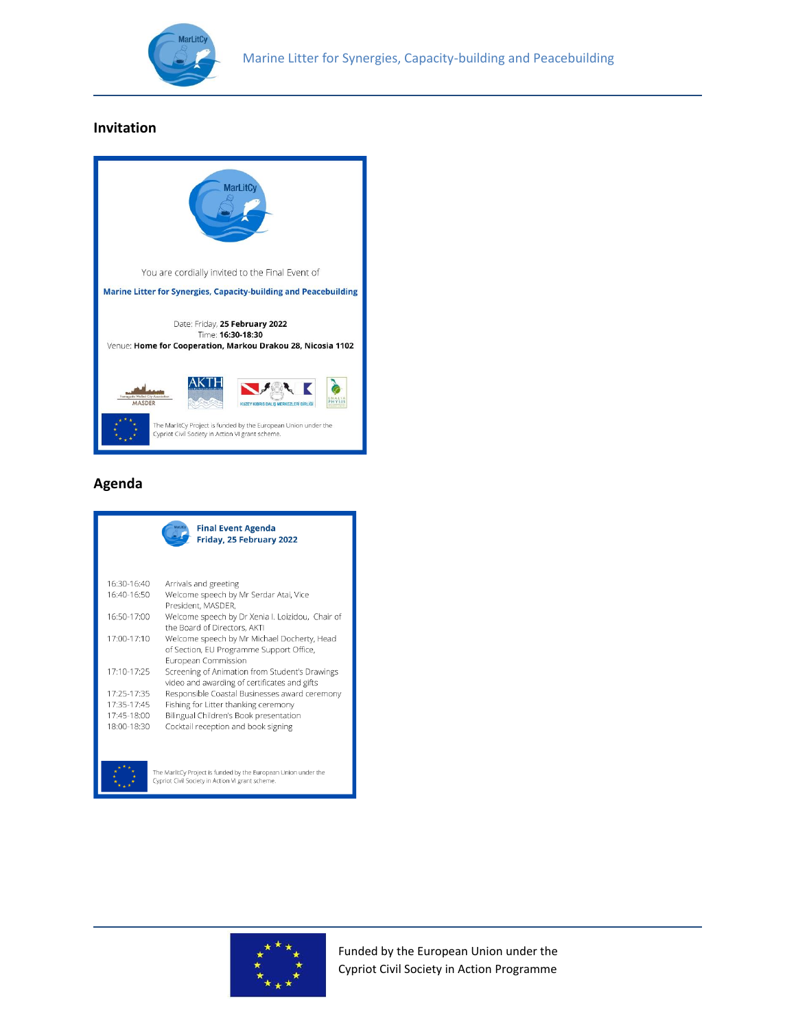## Invitation

You are cordially invited to the Final Event of

**Marine Litter for Synergies, Capacity-building and Peacebuilding**

Date: Friday, **25 February 2022**
Time: **16:30-18:30**
Venue: **Home for Cooperation, Markou Drakou 28, Nicosia 1102**

The MarlitCy Project is funded by the European Union under the Cypriot Civil Society in Action VI grant scheme.

## Agenda

**Final Event Agenda**
**Friday, 25 February 2022**

| | |
|---|---|
| 16:30-16:40 | Arrivals and greeting |
| 16:40-16:50 | Welcome speech by Mr Serdar Atai, Vice President, MASDER, |
| 16:50-17:00 | Welcome speech by Dr Xenia I. Loizidou, Chair of the Board of Directors, AKTI |
| 17:00-17:10 | Welcome speech by Mr Michael Docherty, Head of Section, EU Programme Support Office, European Commission |
| 17:10-17:25 | Screening of Animation from Student's Drawings video and awarding of certificates and gifts |
| 17:25-17:35 | Responsible Coastal Businesses award ceremony |
| 17:35-17:45 | Fishing for Litter thanking ceremony |
| 17:45-18:00 | Bilingual Children's Book presentation |
| 18:00-18:30 | Cocktail reception and book signing |

The MarlitCy Project is funded by the European Union under the Cypriot Civil Society in Action VI grant scheme.